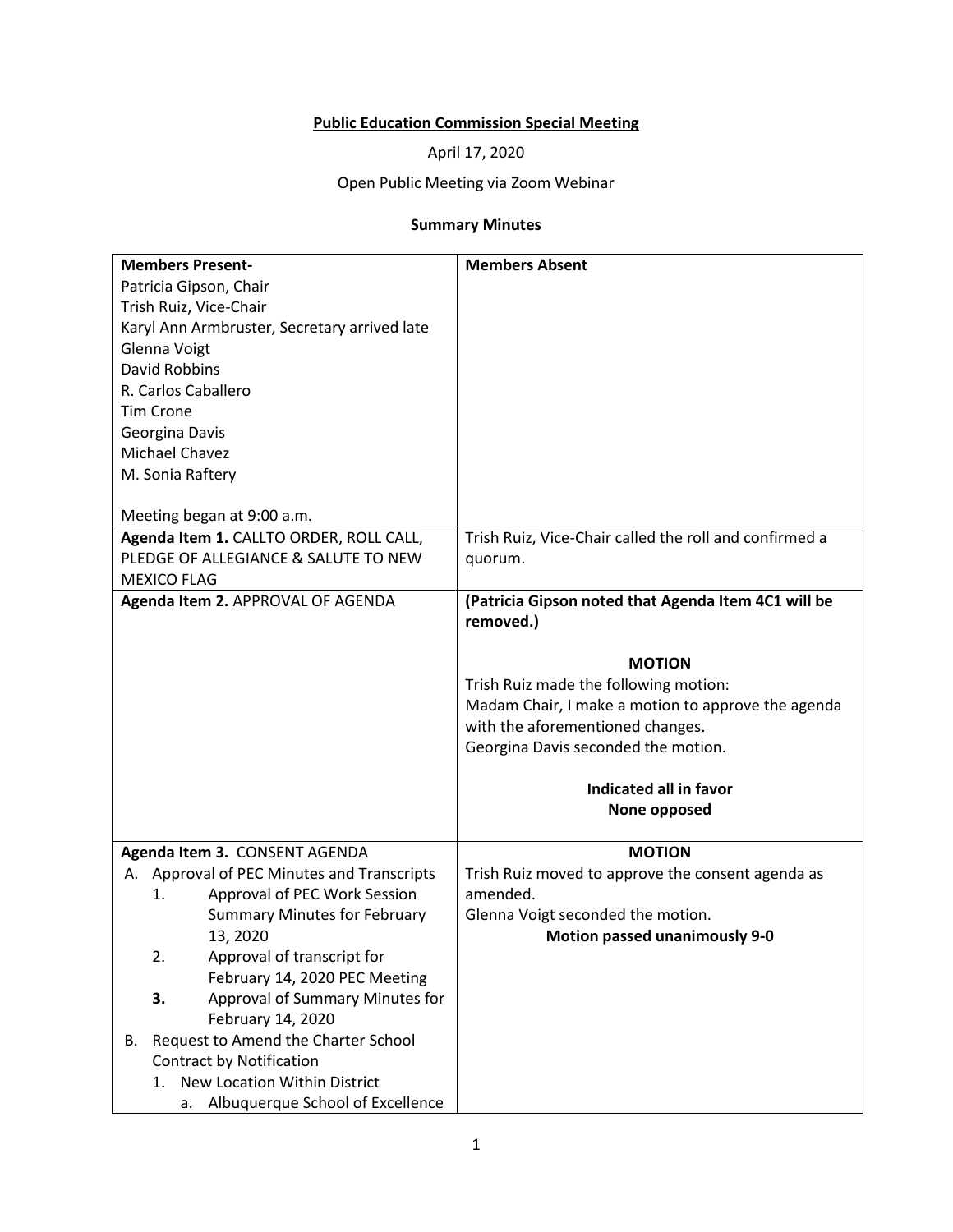**Public Education Commission Special Meeting**

April 17, 2020

Open Public Meeting via Zoom Webinar

**Summary Minutes**

| **Members Present-**<br>Patricia Gipson, Chair<br>Trish Ruiz, Vice-Chair<br>Karyl Ann Armbruster, Secretary arrived late<br>Glenna Voigt<br>David Robbins<br>R. Carlos Caballero<br>Tim Crone<br>Georgina Davis<br>Michael Chavez<br>M. Sonia Raftery<br><br>Meeting began at 9:00 a.m. | **Members Absent** |
|---|---|
| **Agenda Item 1.** CALLTO ORDER, ROLL CALL, PLEDGE OF ALLEGIANCE & SALUTE TO NEW MEXICO FLAG | Trish Ruiz, Vice-Chair called the roll and confirmed a quorum. |
| **Agenda Item 2.** APPROVAL OF AGENDA | **(Patricia Gipson noted that Agenda Item 4C1 will be removed.)**<br><br>**MOTION**<br>Trish Ruiz made the following motion:<br>Madam Chair, I make a motion to approve the agenda with the aforementioned changes.<br>Georgina Davis seconded the motion.<br><br>**Indicated all in favor**<br>**None opposed** |
| **Agenda Item 3.** CONSENT AGENDA<br>A. Approval of PEC Minutes and Transcripts<br>1. Approval of PEC Work Session Summary Minutes for February 13, 2020<br>2. Approval of transcript for February 14, 2020 PEC Meeting<br>**3.** Approval of Summary Minutes for February 14, 2020<br>B. Request to Amend the Charter School Contract by Notification<br>1. New Location Within District<br>a. Albuquerque School of Excellence | **MOTION**<br>Trish Ruiz moved to approve the consent agenda as amended.<br>Glenna Voigt seconded the motion.<br>**Motion passed unanimously 9-0** |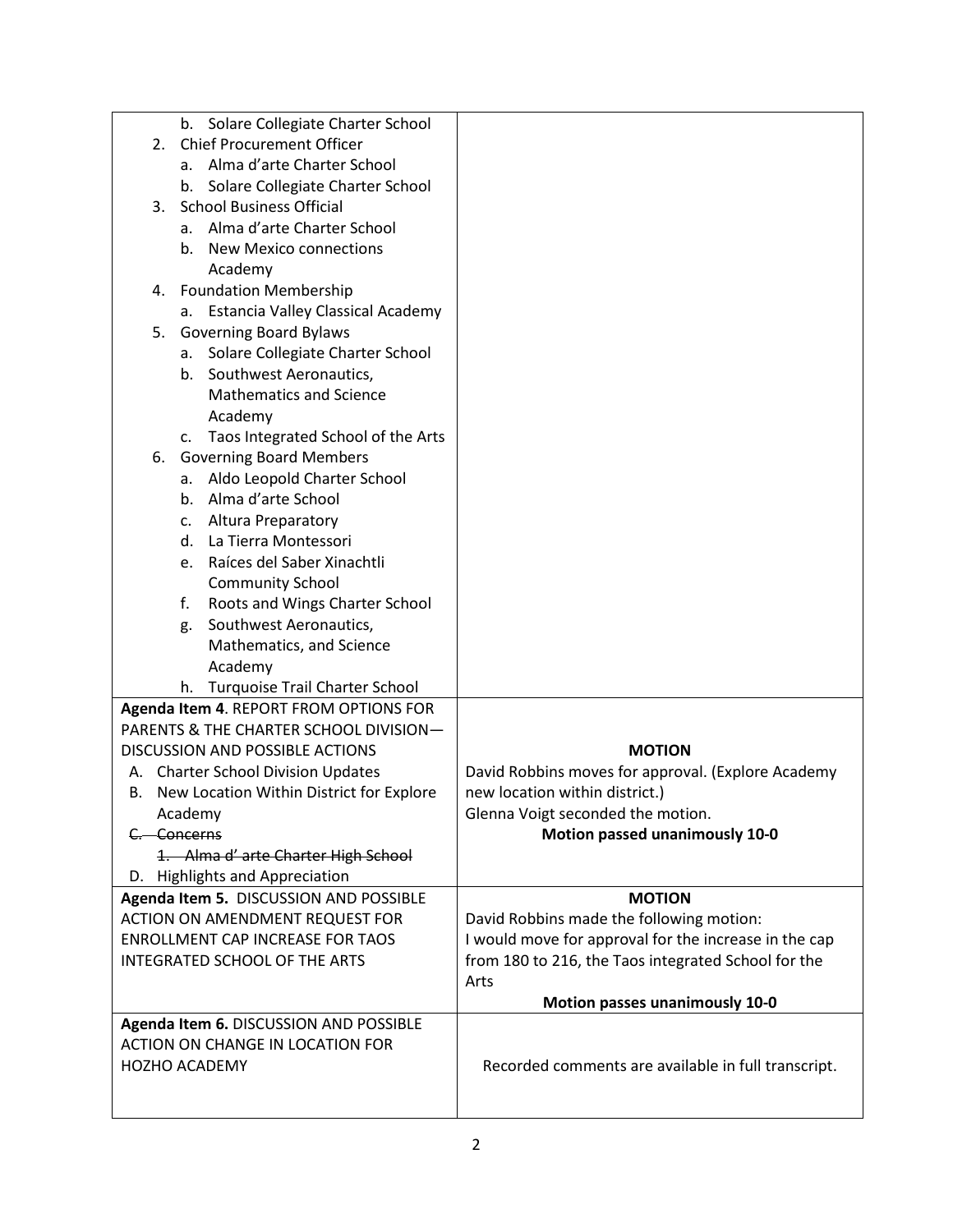| | |
|---|---|
| b. Solare Collegiate Charter School<br>2. Chief Procurement Officer<br>a. Alma d'arte Charter School<br>b. Solare Collegiate Charter School<br>3. School Business Official<br>a. Alma d'arte Charter School<br>b. New Mexico connections Academy<br>4. Foundation Membership<br>a. Estancia Valley Classical Academy<br>5. Governing Board Bylaws<br>a. Solare Collegiate Charter School<br>b. Southwest Aeronautics, Mathematics and Science Academy<br>c. Taos Integrated School of the Arts<br>6. Governing Board Members<br>a. Aldo Leopold Charter School<br>b. Alma d'arte School<br>c. Altura Preparatory<br>d. La Tierra Montessori<br>e. Raíces del Saber Xinachtli Community School<br>f. Roots and Wings Charter School<br>g. Southwest Aeronautics, Mathematics, and Science Academy<br>h. Turquoise Trail Charter School | |
| **Agenda Item 4**. REPORT FROM OPTIONS FOR PARENTS & THE CHARTER SCHOOL DIVISION—DISCUSSION AND POSSIBLE ACTIONS<br>A. Charter School Division Updates<br>B. New Location Within District for Explore Academy<br>~~C. Concerns~~<br>~~1. Alma d' arte Charter High School~~<br>D. Highlights and Appreciation | **MOTION**<br>David Robbins moves for approval. (Explore Academy new location within district.)<br>Glenna Voigt seconded the motion.<br>**Motion passed unanimously 10-0** |
| **Agenda Item 5.** DISCUSSION AND POSSIBLE ACTION ON AMENDMENT REQUEST FOR ENROLLMENT CAP INCREASE FOR TAOS INTEGRATED SCHOOL OF THE ARTS | **MOTION**<br>David Robbins made the following motion:<br>I would move for approval for the increase in the cap from 180 to 216, the Taos integrated School for the Arts<br>**Motion passes unanimously 10-0** |
| **Agenda Item 6.** DISCUSSION AND POSSIBLE ACTION ON CHANGE IN LOCATION FOR HOZHO ACADEMY | Recorded comments are available in full transcript. |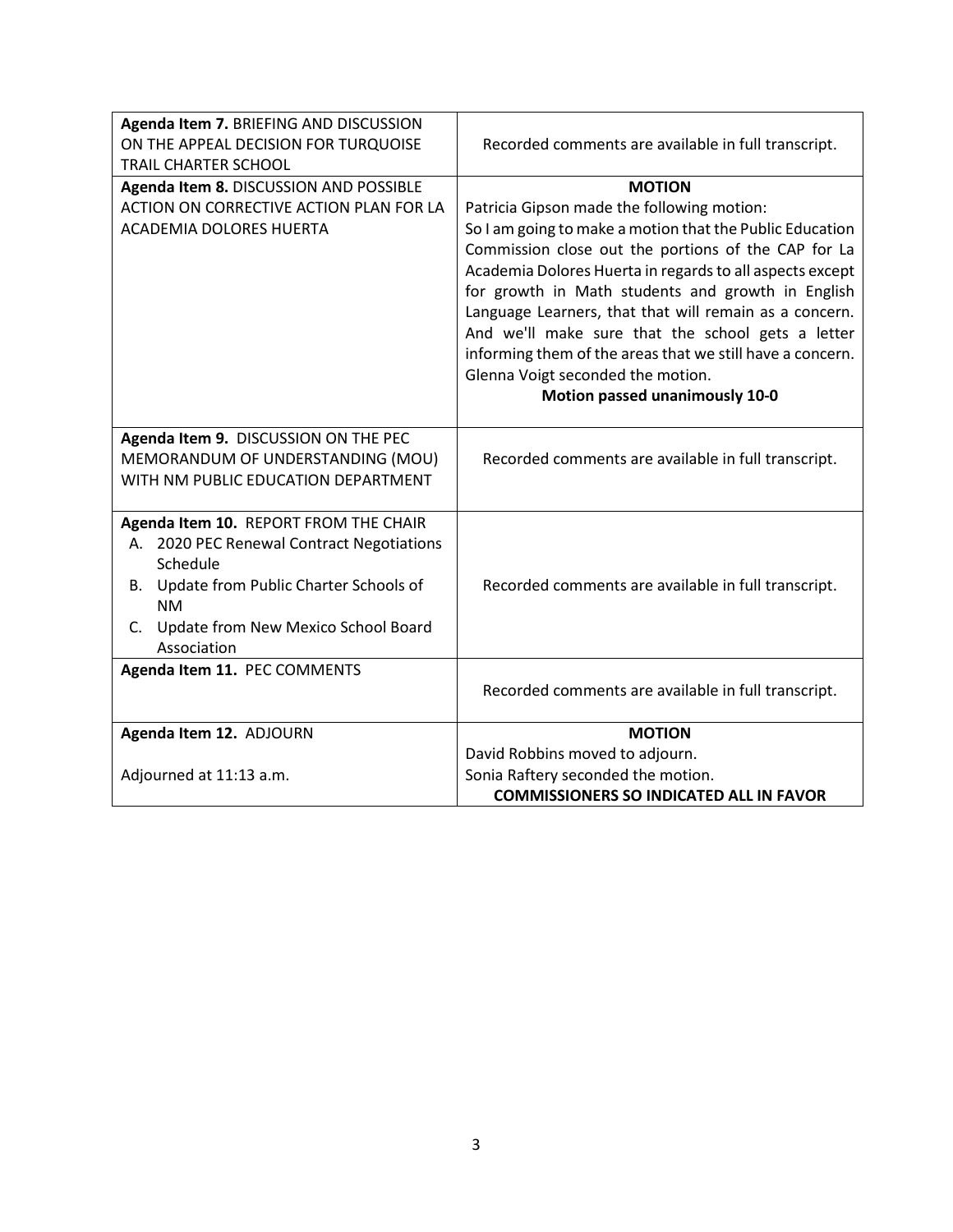| | |
|---|---|
| **Agenda Item 7.** BRIEFING AND DISCUSSION ON THE APPEAL DECISION FOR TURQUOISE TRAIL CHARTER SCHOOL | Recorded comments are available in full transcript. |
| **Agenda Item 8.** DISCUSSION AND POSSIBLE ACTION ON CORRECTIVE ACTION PLAN FOR LA ACADEMIA DOLORES HUERTA | **MOTION**<br>Patricia Gipson made the following motion:<br>So I am going to make a motion that the Public Education Commission close out the portions of the CAP for La Academia Dolores Huerta in regards to all aspects except for growth in Math students and growth in English Language Learners, that that will remain as a concern. And we'll make sure that the school gets a letter informing them of the areas that we still have a concern.<br>Glenna Voigt seconded the motion.<br>**Motion passed unanimously 10-0** |
| **Agenda Item 9.** DISCUSSION ON THE PEC MEMORANDUM OF UNDERSTANDING (MOU) WITH NM PUBLIC EDUCATION DEPARTMENT | Recorded comments are available in full transcript. |
| **Agenda Item 10.** REPORT FROM THE CHAIR<br>A. 2020 PEC Renewal Contract Negotiations Schedule<br>B. Update from Public Charter Schools of NM<br>C. Update from New Mexico School Board Association | Recorded comments are available in full transcript. |
| **Agenda Item 11.** PEC COMMENTS | Recorded comments are available in full transcript. |
| **Agenda Item 12.** ADJOURN<br><br>Adjourned at 11:13 a.m. | **MOTION**<br>David Robbins moved to adjourn.<br>Sonia Raftery seconded the motion.<br>**COMMISSIONERS SO INDICATED ALL IN FAVOR** |